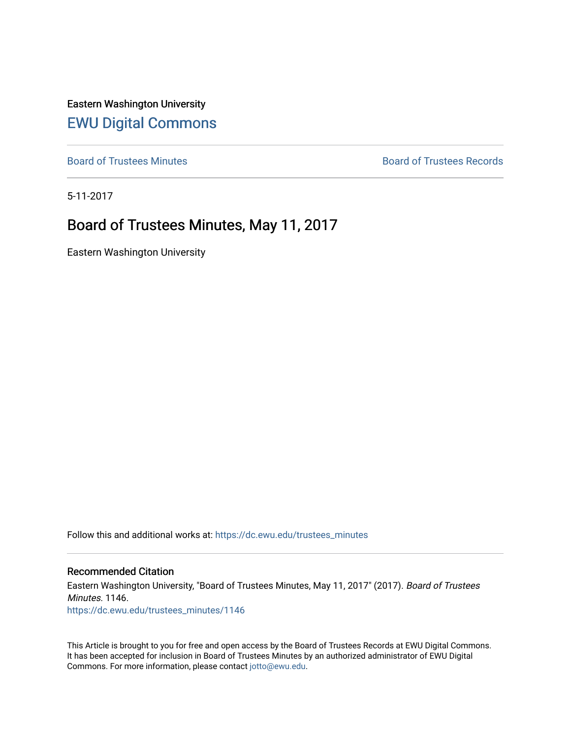Eastern Washington University

# EWU Digital Commons

Board of Trustees Minutes | Board of Trustees Records

5-11-2017

## Board of Trustees Minutes, May 11, 2017

Eastern Washington University

Follow this and additional works at: https://dc.ewu.edu/trustees_minutes

### Recommended Citation

Eastern Washington University, "Board of Trustees Minutes, May 11, 2017" (2017). *Board of Trustees Minutes*. 1146.
https://dc.ewu.edu/trustees_minutes/1146

This Article is brought to you for free and open access by the Board of Trustees Records at EWU Digital Commons. It has been accepted for inclusion in Board of Trustees Minutes by an authorized administrator of EWU Digital Commons. For more information, please contact jotto@ewu.edu.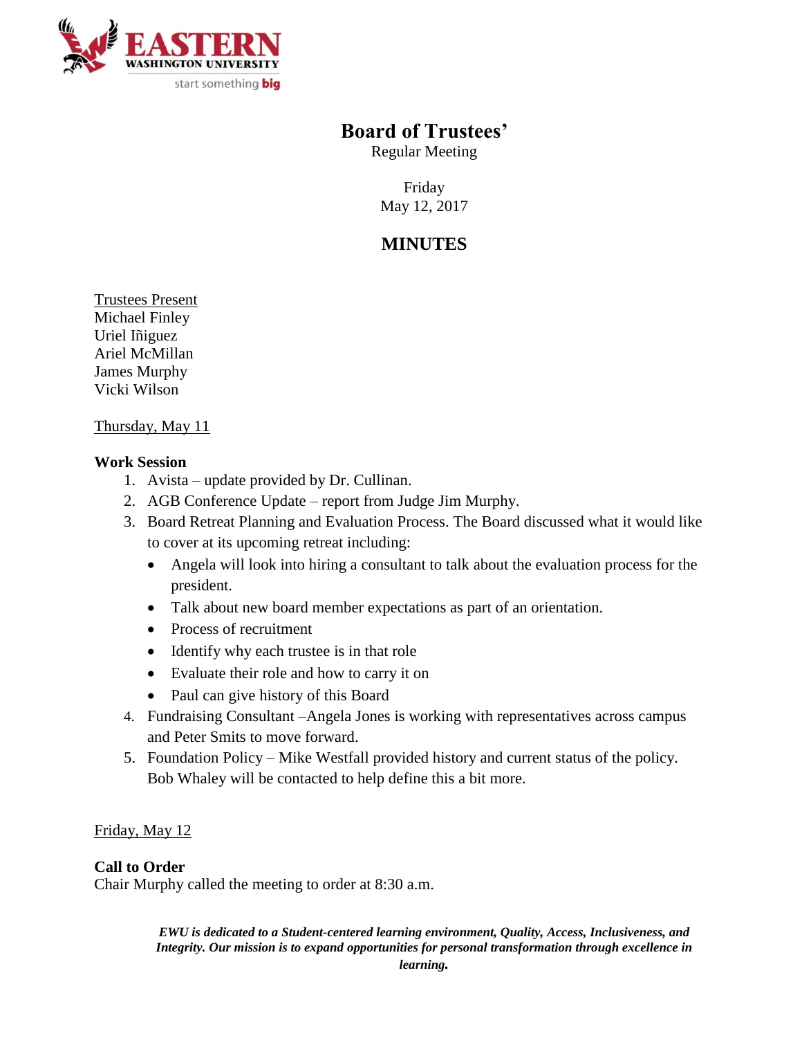# Board of Trustees'

Regular Meeting

Friday
May 12, 2017

## MINUTES

Trustees Present
Michael Finley
Uriel Iñiguez
Ariel McMillan
James Murphy
Vicki Wilson

Thursday, May 11

**Work Session**

1. Avista – update provided by Dr. Cullinan.
2. AGB Conference Update – report from Judge Jim Murphy.
3. Board Retreat Planning and Evaluation Process. The Board discussed what it would like to cover at its upcoming retreat including:
   - Angela will look into hiring a consultant to talk about the evaluation process for the president.
   - Talk about new board member expectations as part of an orientation.
   - Process of recruitment
   - Identify why each trustee is in that role
   - Evaluate their role and how to carry it on
   - Paul can give history of this Board
4. Fundraising Consultant –Angela Jones is working with representatives across campus and Peter Smits to move forward.
5. Foundation Policy – Mike Westfall provided history and current status of the policy. Bob Whaley will be contacted to help define this a bit more.

Friday, May 12

**Call to Order**

Chair Murphy called the meeting to order at 8:30 a.m.

***EWU is dedicated to a Student-centered learning environment, Quality, Access, Inclusiveness, and Integrity. Our mission is to expand opportunities for personal transformation through excellence in learning.***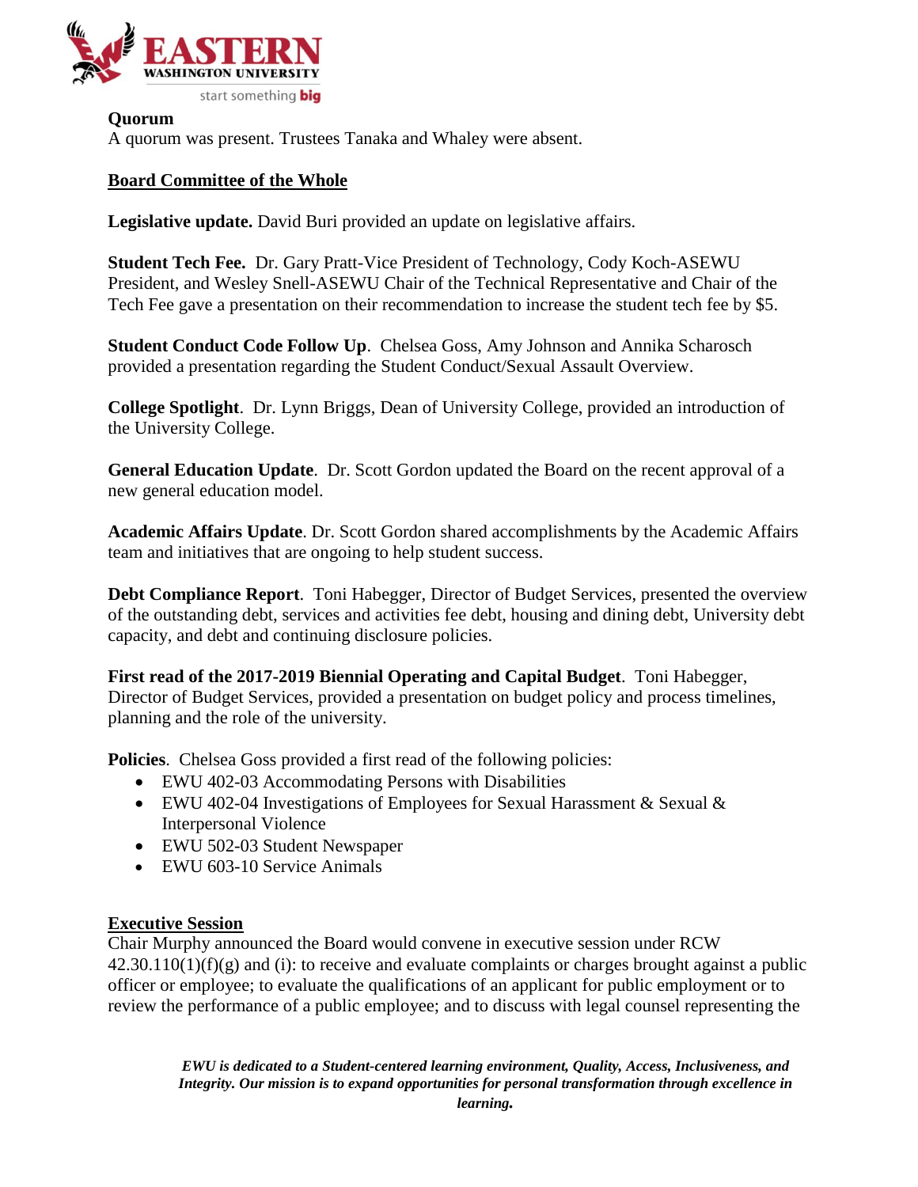**Quorum**
A quorum was present. Trustees Tanaka and Whaley were absent.

**Board Committee of the Whole**

**Legislative update.** David Buri provided an update on legislative affairs.

**Student Tech Fee.** Dr. Gary Pratt-Vice President of Technology, Cody Koch-ASEWU President, and Wesley Snell-ASEWU Chair of the Technical Representative and Chair of the Tech Fee gave a presentation on their recommendation to increase the student tech fee by $5.

**Student Conduct Code Follow Up**. Chelsea Goss, Amy Johnson and Annika Scharosch provided a presentation regarding the Student Conduct/Sexual Assault Overview.

**College Spotlight**. Dr. Lynn Briggs, Dean of University College, provided an introduction of the University College.

**General Education Update**. Dr. Scott Gordon updated the Board on the recent approval of a new general education model.

**Academic Affairs Update**. Dr. Scott Gordon shared accomplishments by the Academic Affairs team and initiatives that are ongoing to help student success.

**Debt Compliance Report**. Toni Habegger, Director of Budget Services, presented the overview of the outstanding debt, services and activities fee debt, housing and dining debt, University debt capacity, and debt and continuing disclosure policies.

**First read of the 2017-2019 Biennial Operating and Capital Budget**. Toni Habegger, Director of Budget Services, provided a presentation on budget policy and process timelines, planning and the role of the university.

**Policies**. Chelsea Goss provided a first read of the following policies:

- EWU 402-03 Accommodating Persons with Disabilities
- EWU 402-04 Investigations of Employees for Sexual Harassment & Sexual & Interpersonal Violence
- EWU 502-03 Student Newspaper
- EWU 603-10 Service Animals

**Executive Session**
Chair Murphy announced the Board would convene in executive session under RCW 42.30.110(1)(f)(g) and (i): to receive and evaluate complaints or charges brought against a public officer or employee; to evaluate the qualifications of an applicant for public employment or to review the performance of a public employee; and to discuss with legal counsel representing the

***EWU is dedicated to a Student-centered learning environment, Quality, Access, Inclusiveness, and Integrity. Our mission is to expand opportunities for personal transformation through excellence in learning.***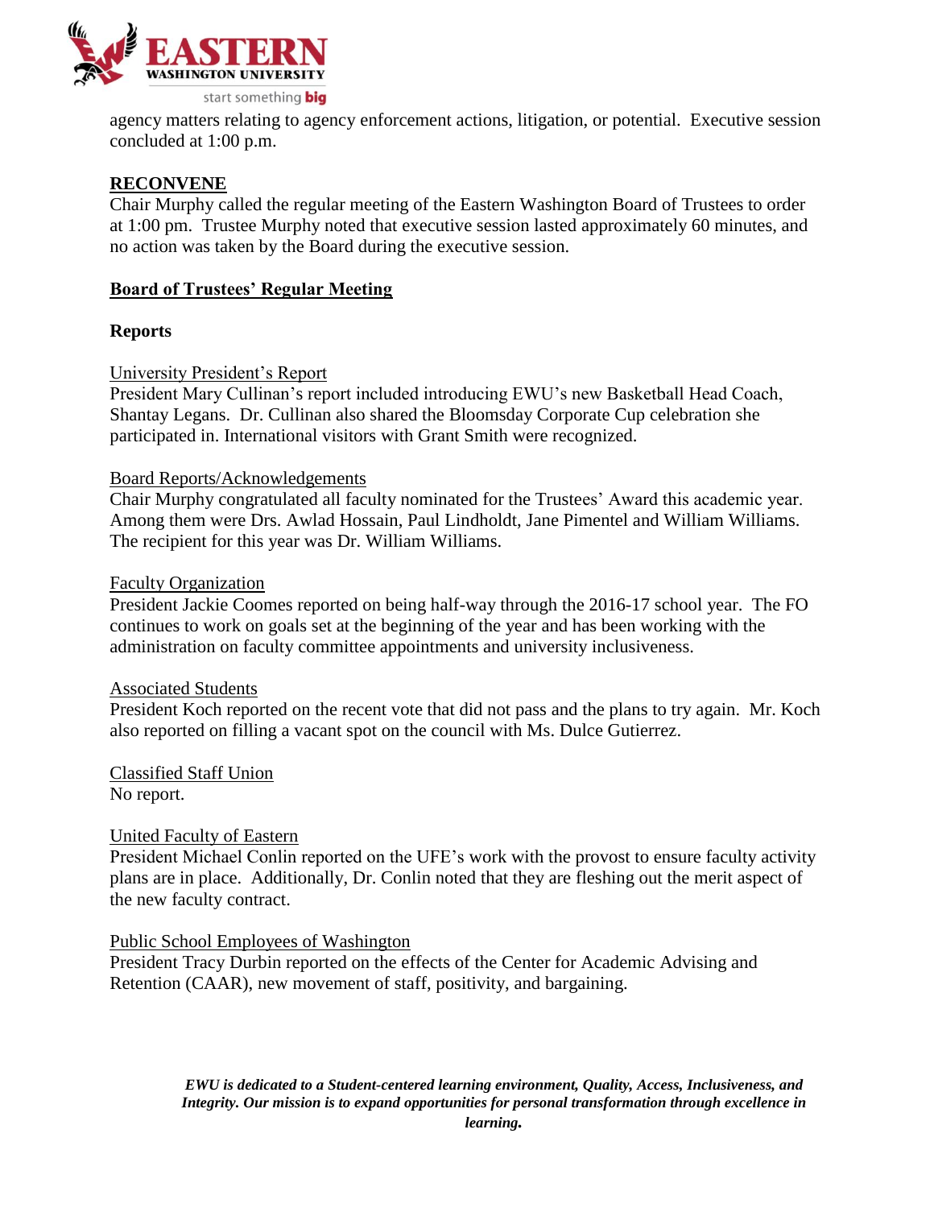agency matters relating to agency enforcement actions, litigation, or potential. Executive session concluded at 1:00 p.m.

## RECONVENE

Chair Murphy called the regular meeting of the Eastern Washington Board of Trustees to order at 1:00 pm. Trustee Murphy noted that executive session lasted approximately 60 minutes, and no action was taken by the Board during the executive session.

## Board of Trustees' Regular Meeting

### Reports

University President's Report
President Mary Cullinan's report included introducing EWU's new Basketball Head Coach, Shantay Legans. Dr. Cullinan also shared the Bloomsday Corporate Cup celebration she participated in. International visitors with Grant Smith were recognized.

Board Reports/Acknowledgements
Chair Murphy congratulated all faculty nominated for the Trustees' Award this academic year. Among them were Drs. Awlad Hossain, Paul Lindholdt, Jane Pimentel and William Williams. The recipient for this year was Dr. William Williams.

Faculty Organization
President Jackie Coomes reported on being half-way through the 2016-17 school year. The FO continues to work on goals set at the beginning of the year and has been working with the administration on faculty committee appointments and university inclusiveness.

Associated Students
President Koch reported on the recent vote that did not pass and the plans to try again. Mr. Koch also reported on filling a vacant spot on the council with Ms. Dulce Gutierrez.

Classified Staff Union
No report.

United Faculty of Eastern
President Michael Conlin reported on the UFE's work with the provost to ensure faculty activity plans are in place. Additionally, Dr. Conlin noted that they are fleshing out the merit aspect of the new faculty contract.

Public School Employees of Washington
President Tracy Durbin reported on the effects of the Center for Academic Advising and Retention (CAAR), new movement of staff, positivity, and bargaining.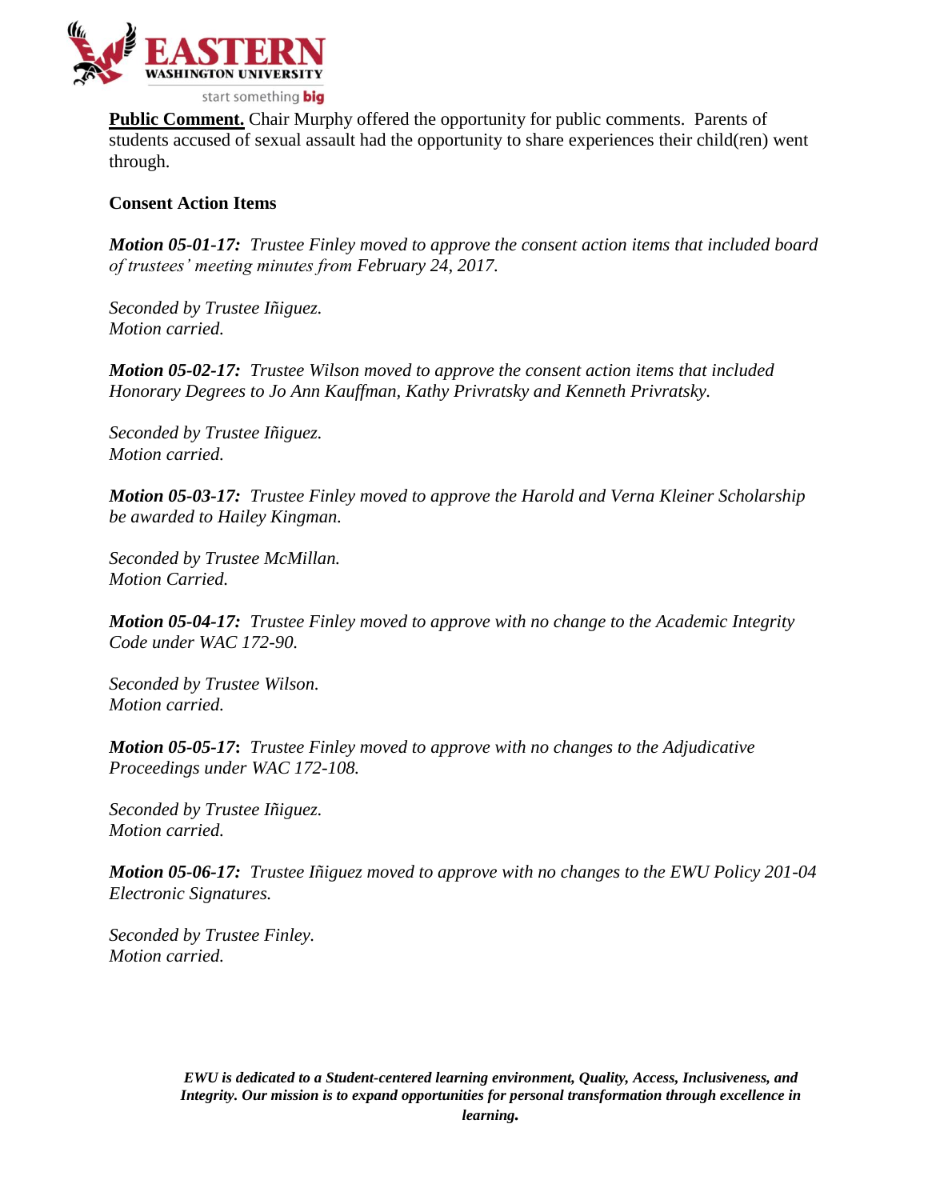**Public Comment.** Chair Murphy offered the opportunity for public comments. Parents of students accused of sexual assault had the opportunity to share experiences their child(ren) went through.

**Consent Action Items**

***Motion 05-01-17:*** *Trustee Finley moved to approve the consent action items that included board of trustees' meeting minutes from February 24, 2017.*

*Seconded by Trustee Iñiguez.*
*Motion carried.*

***Motion 05-02-17:*** *Trustee Wilson moved to approve the consent action items that included Honorary Degrees to Jo Ann Kauffman, Kathy Privratsky and Kenneth Privratsky.*

*Seconded by Trustee Iñiguez.*
*Motion carried.*

***Motion 05-03-17:*** *Trustee Finley moved to approve the Harold and Verna Kleiner Scholarship be awarded to Hailey Kingman.*

*Seconded by Trustee McMillan.*
*Motion Carried.*

***Motion 05-04-17:*** *Trustee Finley moved to approve with no change to the Academic Integrity Code under WAC 172-90.*

*Seconded by Trustee Wilson.*
*Motion carried.*

***Motion 05-05-17*****:** *Trustee Finley moved to approve with no changes to the Adjudicative Proceedings under WAC 172-108.*

*Seconded by Trustee Iñiguez.*
*Motion carried.*

***Motion 05-06-17:*** *Trustee Iñiguez moved to approve with no changes to the EWU Policy 201-04 Electronic Signatures.*

*Seconded by Trustee Finley.*
*Motion carried.*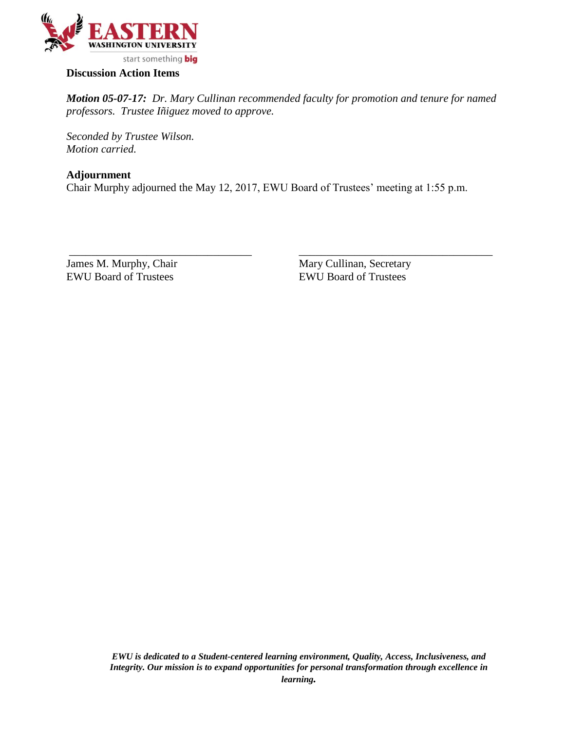**Discussion Action Items**

***Motion 05-07-17:*** *Dr. Mary Cullinan recommended faculty for promotion and tenure for named professors. Trustee Iñiguez moved to approve.*

*Seconded by Trustee Wilson.*
*Motion carried.*

**Adjournment**
Chair Murphy adjourned the May 12, 2017, EWU Board of Trustees' meeting at 1:55 p.m.

\_\_\_\_\_\_\_\_\_\_\_\_\_\_\_\_\_\_\_\_\_\_\_\_\_\_\_\_\_\_\_\_
James M. Murphy, Chair
EWU Board of Trustees

\_\_\_\_\_\_\_\_\_\_\_\_\_\_\_\_\_\_\_\_\_\_\_\_\_\_\_\_\_\_\_\_
Mary Cullinan, Secretary
EWU Board of Trustees

***EWU is dedicated to a Student-centered learning environment, Quality, Access, Inclusiveness, and Integrity. Our mission is to expand opportunities for personal transformation through excellence in learning.***